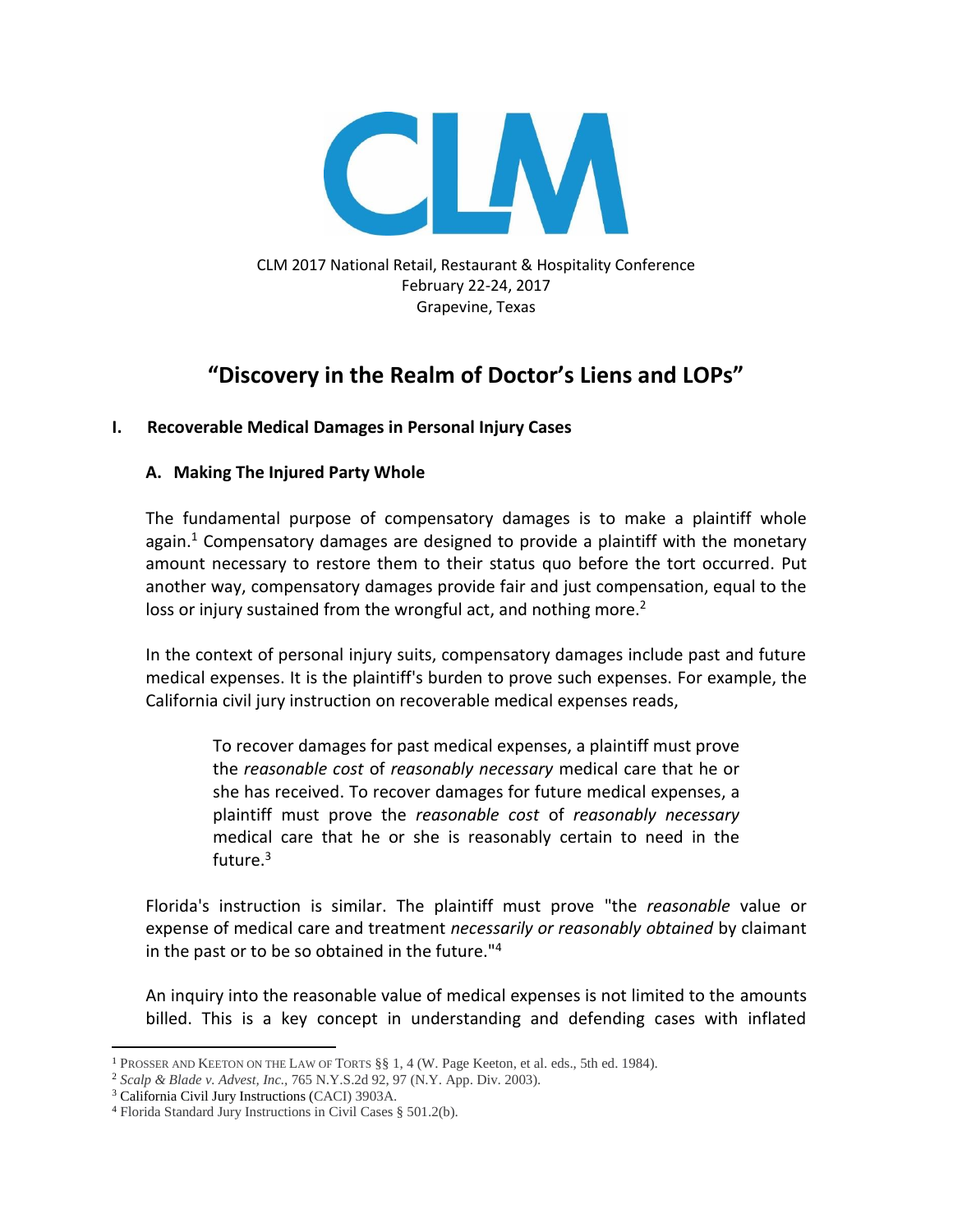CLM

CLM 2017 National Retail, Restaurant & Hospitality Conference
February 22-24, 2017
Grapevine, Texas

# "Discovery in the Realm of Doctor's Liens and LOPs"

## I. Recoverable Medical Damages in Personal Injury Cases

### A. Making The Injured Party Whole

The fundamental purpose of compensatory damages is to make a plaintiff whole again.[1] Compensatory damages are designed to provide a plaintiff with the monetary amount necessary to restore them to their status quo before the tort occurred. Put another way, compensatory damages provide fair and just compensation, equal to the loss or injury sustained from the wrongful act, and nothing more.[2]

In the context of personal injury suits, compensatory damages include past and future medical expenses. It is the plaintiff's burden to prove such expenses. For example, the California civil jury instruction on recoverable medical expenses reads,

> To recover damages for past medical expenses, a plaintiff must prove the *reasonable cost* of *reasonably necessary* medical care that he or she has received. To recover damages for future medical expenses, a plaintiff must prove the *reasonable cost* of *reasonably necessary* medical care that he or she is reasonably certain to need in the future.[3]

Florida's instruction is similar. The plaintiff must prove "the *reasonable* value or expense of medical care and treatment *necessarily or reasonably obtained* by claimant in the past or to be so obtained in the future."[4]

An inquiry into the reasonable value of medical expenses is not limited to the amounts billed. This is a key concept in understanding and defending cases with inflated

---

[1] Prosser and Keeton on the Law of Torts §§ 1, 4 (W. Page Keeton, et al. eds., 5th ed. 1984).

[2] *Scalp & Blade v. Advest, Inc.*, 765 N.Y.S.2d 92, 97 (N.Y. App. Div. 2003).

[3] California Civil Jury Instructions (CACI) 3903A.

[4] Florida Standard Jury Instructions in Civil Cases § 501.2(b).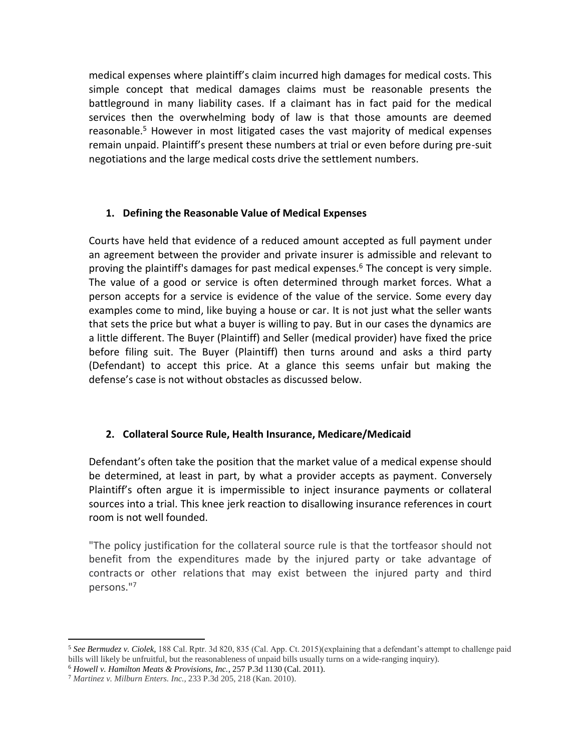medical expenses where plaintiff's claim incurred high damages for medical costs. This simple concept that medical damages claims must be reasonable presents the battleground in many liability cases. If a claimant has in fact paid for the medical services then the overwhelming body of law is that those amounts are deemed reasonable.[5] However in most litigated cases the vast majority of medical expenses remain unpaid. Plaintiff's present these numbers at trial or even before during pre-suit negotiations and the large medical costs drive the settlement numbers.

### 1. Defining the Reasonable Value of Medical Expenses

Courts have held that evidence of a reduced amount accepted as full payment under an agreement between the provider and private insurer is admissible and relevant to proving the plaintiff's damages for past medical expenses.[6] The concept is very simple. The value of a good or service is often determined through market forces. What a person accepts for a service is evidence of the value of the service. Some every day examples come to mind, like buying a house or car. It is not just what the seller wants that sets the price but what a buyer is willing to pay. But in our cases the dynamics are a little different. The Buyer (Plaintiff) and Seller (medical provider) have fixed the price before filing suit. The Buyer (Plaintiff) then turns around and asks a third party (Defendant) to accept this price. At a glance this seems unfair but making the defense's case is not without obstacles as discussed below.

### 2. Collateral Source Rule, Health Insurance, Medicare/Medicaid

Defendant's often take the position that the market value of a medical expense should be determined, at least in part, by what a provider accepts as payment. Conversely Plaintiff's often argue it is impermissible to inject insurance payments or collateral sources into a trial. This knee jerk reaction to disallowing insurance references in court room is not well founded.

> "The policy justification for the collateral source rule is that the tortfeasor should not benefit from the expenditures made by the injured party or take advantage of contracts or other relations that may exist between the injured party and third persons."[7]

---

[5] *See Bermudez v. Ciolek*, 188 Cal. Rptr. 3d 820, 835 (Cal. App. Ct. 2015)(explaining that a defendant's attempt to challenge paid bills will likely be unfruitful, but the reasonableness of unpaid bills usually turns on a wide-ranging inquiry).

[6] *Howell v. Hamilton Meats & Provisions, Inc.*, 257 P.3d 1130 (Cal. 2011).

[7] *Martinez v. Milburn Enters. Inc.*, 233 P.3d 205, 218 (Kan. 2010).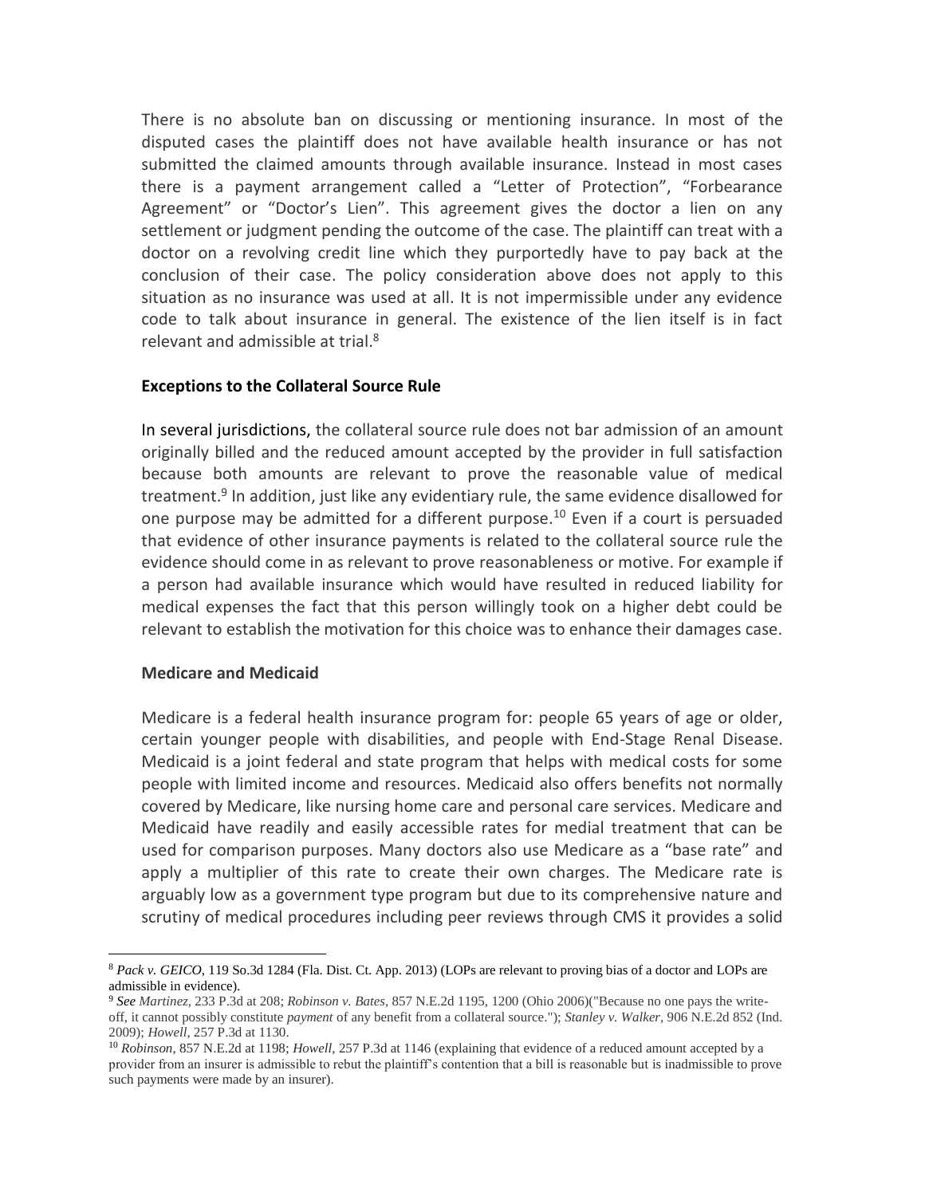There is no absolute ban on discussing or mentioning insurance. In most of the disputed cases the plaintiff does not have available health insurance or has not submitted the claimed amounts through available insurance. Instead in most cases there is a payment arrangement called a "Letter of Protection", "Forbearance Agreement" or "Doctor's Lien". This agreement gives the doctor a lien on any settlement or judgment pending the outcome of the case. The plaintiff can treat with a doctor on a revolving credit line which they purportedly have to pay back at the conclusion of their case. The policy consideration above does not apply to this situation as no insurance was used at all. It is not impermissible under any evidence code to talk about insurance in general. The existence of the lien itself is in fact relevant and admissible at trial.[8]

**Exceptions to the Collateral Source Rule**

In several jurisdictions, the collateral source rule does not bar admission of an amount originally billed and the reduced amount accepted by the provider in full satisfaction because both amounts are relevant to prove the reasonable value of medical treatment.[9] In addition, just like any evidentiary rule, the same evidence disallowed for one purpose may be admitted for a different purpose.[10] Even if a court is persuaded that evidence of other insurance payments is related to the collateral source rule the evidence should come in as relevant to prove reasonableness or motive. For example if a person had available insurance which would have resulted in reduced liability for medical expenses the fact that this person willingly took on a higher debt could be relevant to establish the motivation for this choice was to enhance their damages case.

**Medicare and Medicaid**

Medicare is a federal health insurance program for: people 65 years of age or older, certain younger people with disabilities, and people with End-Stage Renal Disease. Medicaid is a joint federal and state program that helps with medical costs for some people with limited income and resources. Medicaid also offers benefits not normally covered by Medicare, like nursing home care and personal care services. Medicare and Medicaid have readily and easily accessible rates for medial treatment that can be used for comparison purposes. Many doctors also use Medicare as a "base rate" and apply a multiplier of this rate to create their own charges. The Medicare rate is arguably low as a government type program but due to its comprehensive nature and scrutiny of medical procedures including peer reviews through CMS it provides a solid

---

[8] *Pack v. GEICO*, 119 So.3d 1284 (Fla. Dist. Ct. App. 2013) (LOPs are relevant to proving bias of a doctor and LOPs are admissible in evidence).

[9] *See Martinez*, 233 P.3d at 208; *Robinson v. Bates*, 857 N.E.2d 1195, 1200 (Ohio 2006)("Because no one pays the write-off, it cannot possibly constitute *payment* of any benefit from a collateral source."); *Stanley v. Walker*, 906 N.E.2d 852 (Ind. 2009); *Howell*, 257 P.3d at 1130.

[10] *Robinson*, 857 N.E.2d at 1198; *Howell*, 257 P.3d at 1146 (explaining that evidence of a reduced amount accepted by a provider from an insurer is admissible to rebut the plaintiff's contention that a bill is reasonable but is inadmissible to prove such payments were made by an insurer).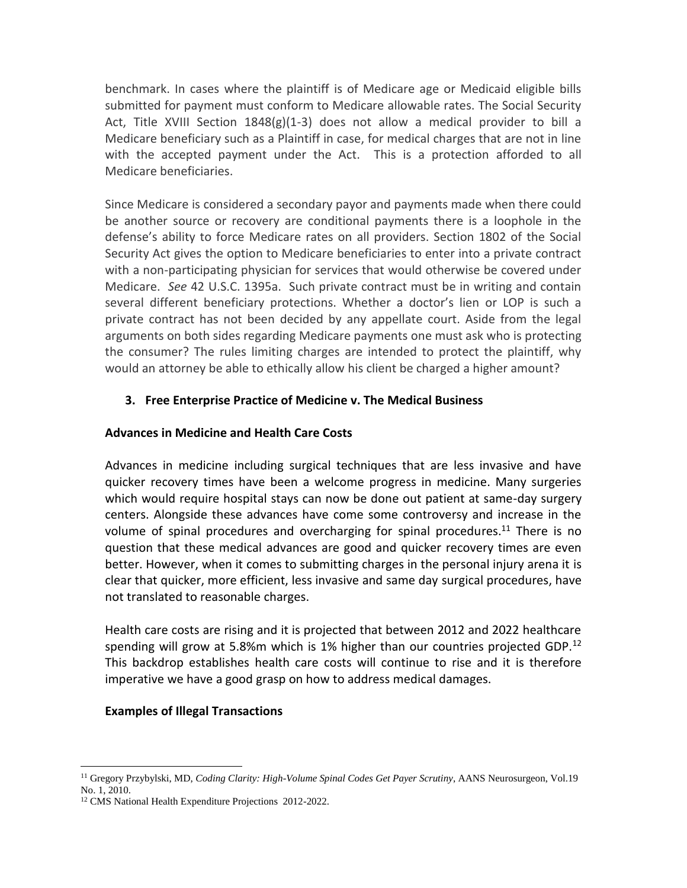benchmark. In cases where the plaintiff is of Medicare age or Medicaid eligible bills submitted for payment must conform to Medicare allowable rates. The Social Security Act, Title XVIII Section 1848(g)(1-3) does not allow a medical provider to bill a Medicare beneficiary such as a Plaintiff in case, for medical charges that are not in line with the accepted payment under the Act. This is a protection afforded to all Medicare beneficiaries.

Since Medicare is considered a secondary payor and payments made when there could be another source or recovery are conditional payments there is a loophole in the defense's ability to force Medicare rates on all providers. Section 1802 of the Social Security Act gives the option to Medicare beneficiaries to enter into a private contract with a non-participating physician for services that would otherwise be covered under Medicare. *See* 42 U.S.C. 1395a. Such private contract must be in writing and contain several different beneficiary protections. Whether a doctor's lien or LOP is such a private contract has not been decided by any appellate court. Aside from the legal arguments on both sides regarding Medicare payments one must ask who is protecting the consumer? The rules limiting charges are intended to protect the plaintiff, why would an attorney be able to ethically allow his client be charged a higher amount?

### 3. Free Enterprise Practice of Medicine v. The Medical Business

**Advances in Medicine and Health Care Costs**

Advances in medicine including surgical techniques that are less invasive and have quicker recovery times have been a welcome progress in medicine. Many surgeries which would require hospital stays can now be done out patient at same-day surgery centers. Alongside these advances have come some controversy and increase in the volume of spinal procedures and overcharging for spinal procedures.[11] There is no question that these medical advances are good and quicker recovery times are even better. However, when it comes to submitting charges in the personal injury arena it is clear that quicker, more efficient, less invasive and same day surgical procedures, have not translated to reasonable charges.

Health care costs are rising and it is projected that between 2012 and 2022 healthcare spending will grow at 5.8%m which is 1% higher than our countries projected GDP.[12] This backdrop establishes health care costs will continue to rise and it is therefore imperative we have a good grasp on how to address medical damages.

**Examples of Illegal Transactions**

---

[11] Gregory Przybylski, MD, *Coding Clarity: High-Volume Spinal Codes Get Payer Scrutiny*, AANS Neurosurgeon, Vol.19 No. 1, 2010.

[12] CMS National Health Expenditure Projections 2012-2022.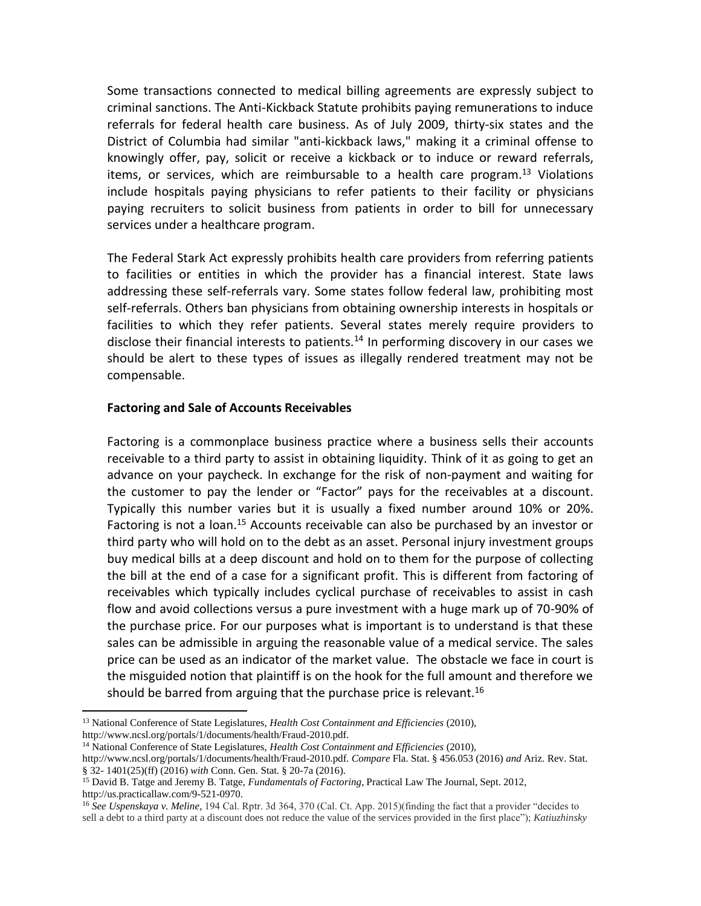Some transactions connected to medical billing agreements are expressly subject to criminal sanctions. The Anti-Kickback Statute prohibits paying remunerations to induce referrals for federal health care business. As of July 2009, thirty-six states and the District of Columbia had similar "anti-kickback laws," making it a criminal offense to knowingly offer, pay, solicit or receive a kickback or to induce or reward referrals, items, or services, which are reimbursable to a health care program.[13] Violations include hospitals paying physicians to refer patients to their facility or physicians paying recruiters to solicit business from patients in order to bill for unnecessary services under a healthcare program.

The Federal Stark Act expressly prohibits health care providers from referring patients to facilities or entities in which the provider has a financial interest. State laws addressing these self-referrals vary. Some states follow federal law, prohibiting most self-referrals. Others ban physicians from obtaining ownership interests in hospitals or facilities to which they refer patients. Several states merely require providers to disclose their financial interests to patients.[14] In performing discovery in our cases we should be alert to these types of issues as illegally rendered treatment may not be compensable.

**Factoring and Sale of Accounts Receivables**

Factoring is a commonplace business practice where a business sells their accounts receivable to a third party to assist in obtaining liquidity. Think of it as going to get an advance on your paycheck. In exchange for the risk of non-payment and waiting for the customer to pay the lender or "Factor" pays for the receivables at a discount. Typically this number varies but it is usually a fixed number around 10% or 20%. Factoring is not a loan.[15] Accounts receivable can also be purchased by an investor or third party who will hold on to the debt as an asset. Personal injury investment groups buy medical bills at a deep discount and hold on to them for the purpose of collecting the bill at the end of a case for a significant profit. This is different from factoring of receivables which typically includes cyclical purchase of receivables to assist in cash flow and avoid collections versus a pure investment with a huge mark up of 70-90% of the purchase price. For our purposes what is important is to understand is that these sales can be admissible in arguing the reasonable value of a medical service. The sales price can be used as an indicator of the market value. The obstacle we face in court is the misguided notion that plaintiff is on the hook for the full amount and therefore we should be barred from arguing that the purchase price is relevant.[16]

---

[13] National Conference of State Legislatures, *Health Cost Containment and Efficiencies* (2010), http://www.ncsl.org/portals/1/documents/health/Fraud-2010.pdf.

[14] National Conference of State Legislatures, *Health Cost Containment and Efficiencies* (2010), http://www.ncsl.org/portals/1/documents/health/Fraud-2010.pdf. *Compare* Fla. Stat. § 456.053 (2016) *and* Ariz. Rev. Stat. § 32- 1401(25)(ff) (2016) *with* Conn. Gen. Stat. § 20-7a (2016).

[15] David B. Tatge and Jeremy B. Tatge, *Fundamentals of Factoring*, Practical Law The Journal, Sept. 2012, http://us.practicallaw.com/9-521-0970.

[16] *See Uspenskaya v. Meline*, 194 Cal. Rptr. 3d 364, 370 (Cal. Ct. App. 2015)(finding the fact that a provider "decides to sell a debt to a third party at a discount does not reduce the value of the services provided in the first place"); *Katiuzhinsky*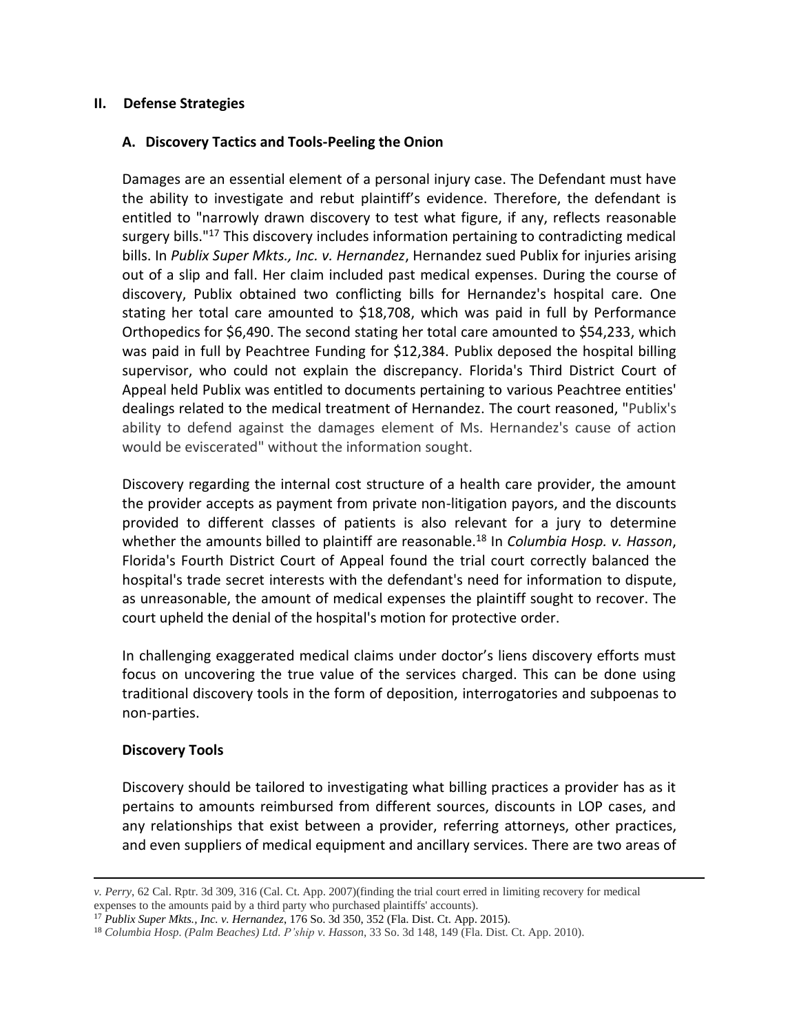## II. Defense Strategies

### A. Discovery Tactics and Tools-Peeling the Onion

Damages are an essential element of a personal injury case. The Defendant must have the ability to investigate and rebut plaintiff's evidence. Therefore, the defendant is entitled to "narrowly drawn discovery to test what figure, if any, reflects reasonable surgery bills."[17] This discovery includes information pertaining to contradicting medical bills. In *Publix Super Mkts., Inc. v. Hernandez*, Hernandez sued Publix for injuries arising out of a slip and fall. Her claim included past medical expenses. During the course of discovery, Publix obtained two conflicting bills for Hernandez's hospital care. One stating her total care amounted to $18,708, which was paid in full by Performance Orthopedics for $6,490. The second stating her total care amounted to $54,233, which was paid in full by Peachtree Funding for $12,384. Publix deposed the hospital billing supervisor, who could not explain the discrepancy. Florida's Third District Court of Appeal held Publix was entitled to documents pertaining to various Peachtree entities' dealings related to the medical treatment of Hernandez. The court reasoned, "Publix's ability to defend against the damages element of Ms. Hernandez's cause of action would be eviscerated" without the information sought.

Discovery regarding the internal cost structure of a health care provider, the amount the provider accepts as payment from private non-litigation payors, and the discounts provided to different classes of patients is also relevant for a jury to determine whether the amounts billed to plaintiff are reasonable.[18] In *Columbia Hosp. v. Hasson*, Florida's Fourth District Court of Appeal found the trial court correctly balanced the hospital's trade secret interests with the defendant's need for information to dispute, as unreasonable, the amount of medical expenses the plaintiff sought to recover. The court upheld the denial of the hospital's motion for protective order.

In challenging exaggerated medical claims under doctor's liens discovery efforts must focus on uncovering the true value of the services charged. This can be done using traditional discovery tools in the form of deposition, interrogatories and subpoenas to non-parties.

**Discovery Tools**

Discovery should be tailored to investigating what billing practices a provider has as it pertains to amounts reimbursed from different sources, discounts in LOP cases, and any relationships that exist between a provider, referring attorneys, other practices, and even suppliers of medical equipment and ancillary services. There are two areas of

---

*v. Perry*, 62 Cal. Rptr. 3d 309, 316 (Cal. Ct. App. 2007)(finding the trial court erred in limiting recovery for medical expenses to the amounts paid by a third party who purchased plaintiffs' accounts).

[17] *Publix Super Mkts., Inc. v. Hernandez*, 176 So. 3d 350, 352 (Fla. Dist. Ct. App. 2015).

[18] *Columbia Hosp. (Palm Beaches) Ltd. P'ship v. Hasson*, 33 So. 3d 148, 149 (Fla. Dist. Ct. App. 2010).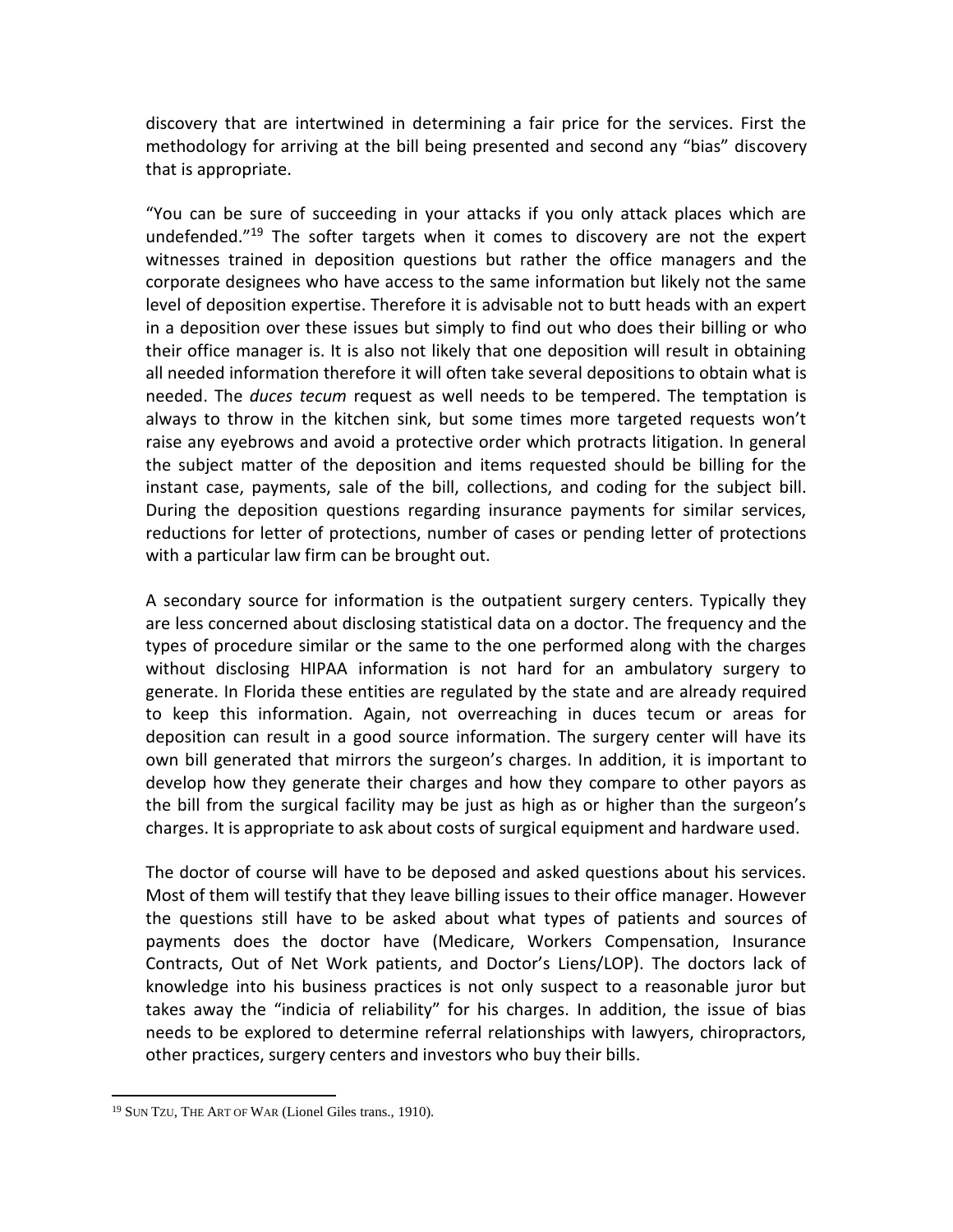discovery that are intertwined in determining a fair price for the services. First the methodology for arriving at the bill being presented and second any "bias" discovery that is appropriate.

"You can be sure of succeeding in your attacks if you only attack places which are undefended."[19] The softer targets when it comes to discovery are not the expert witnesses trained in deposition questions but rather the office managers and the corporate designees who have access to the same information but likely not the same level of deposition expertise. Therefore it is advisable not to butt heads with an expert in a deposition over these issues but simply to find out who does their billing or who their office manager is. It is also not likely that one deposition will result in obtaining all needed information therefore it will often take several depositions to obtain what is needed. The *duces tecum* request as well needs to be tempered. The temptation is always to throw in the kitchen sink, but some times more targeted requests won't raise any eyebrows and avoid a protective order which protracts litigation. In general the subject matter of the deposition and items requested should be billing for the instant case, payments, sale of the bill, collections, and coding for the subject bill. During the deposition questions regarding insurance payments for similar services, reductions for letter of protections, number of cases or pending letter of protections with a particular law firm can be brought out.

A secondary source for information is the outpatient surgery centers. Typically they are less concerned about disclosing statistical data on a doctor. The frequency and the types of procedure similar or the same to the one performed along with the charges without disclosing HIPAA information is not hard for an ambulatory surgery to generate. In Florida these entities are regulated by the state and are already required to keep this information. Again, not overreaching in duces tecum or areas for deposition can result in a good source information. The surgery center will have its own bill generated that mirrors the surgeon's charges. In addition, it is important to develop how they generate their charges and how they compare to other payors as the bill from the surgical facility may be just as high as or higher than the surgeon's charges. It is appropriate to ask about costs of surgical equipment and hardware used.

The doctor of course will have to be deposed and asked questions about his services. Most of them will testify that they leave billing issues to their office manager. However the questions still have to be asked about what types of patients and sources of payments does the doctor have (Medicare, Workers Compensation, Insurance Contracts, Out of Net Work patients, and Doctor's Liens/LOP). The doctors lack of knowledge into his business practices is not only suspect to a reasonable juror but takes away the "indicia of reliability" for his charges. In addition, the issue of bias needs to be explored to determine referral relationships with lawyers, chiropractors, other practices, surgery centers and investors who buy their bills.

---

[19] SUN TZU, THE ART OF WAR (Lionel Giles trans., 1910).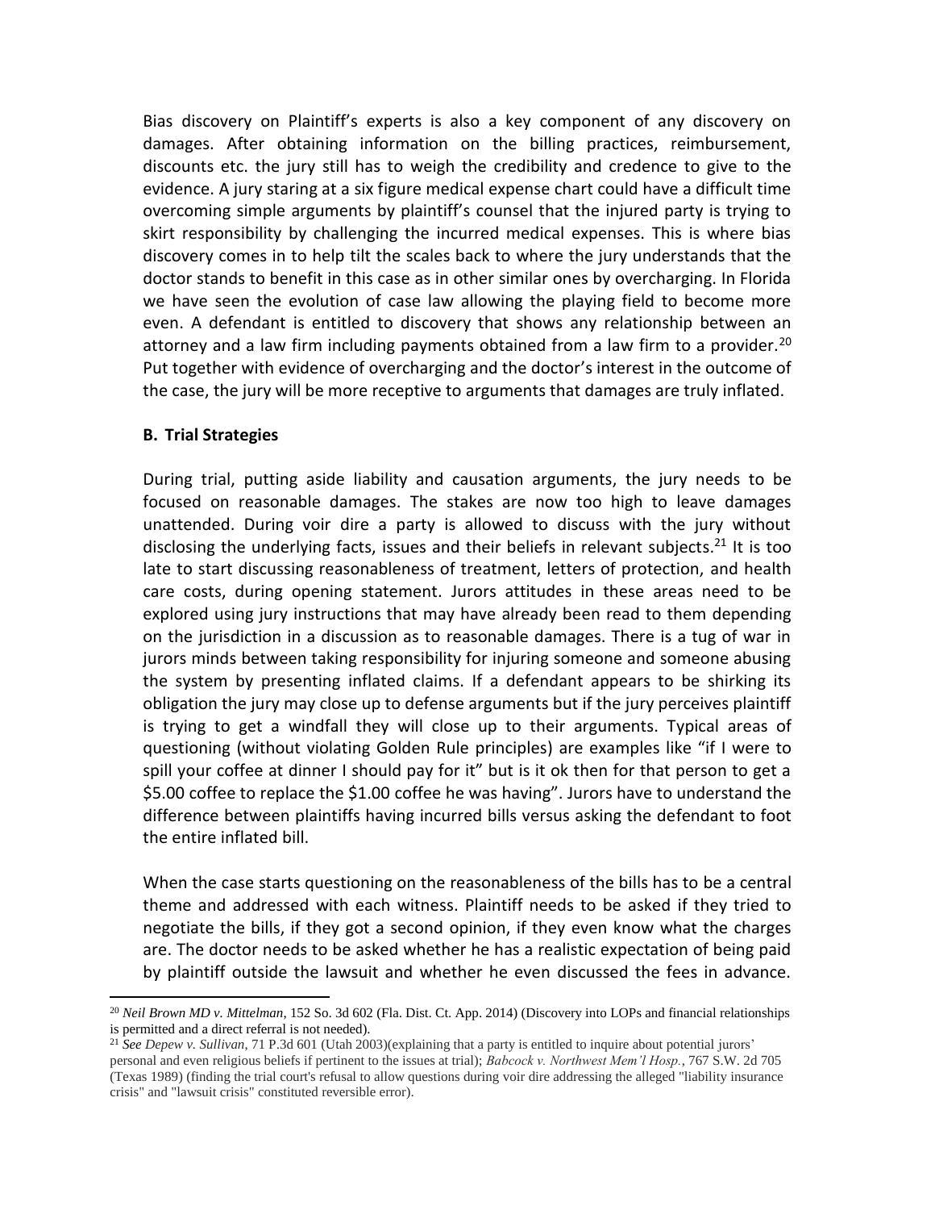Bias discovery on Plaintiff's experts is also a key component of any discovery on damages. After obtaining information on the billing practices, reimbursement, discounts etc. the jury still has to weigh the credibility and credence to give to the evidence. A jury staring at a six figure medical expense chart could have a difficult time overcoming simple arguments by plaintiff's counsel that the injured party is trying to skirt responsibility by challenging the incurred medical expenses. This is where bias discovery comes in to help tilt the scales back to where the jury understands that the doctor stands to benefit in this case as in other similar ones by overcharging. In Florida we have seen the evolution of case law allowing the playing field to become more even. A defendant is entitled to discovery that shows any relationship between an attorney and a law firm including payments obtained from a law firm to a provider.[20] Put together with evidence of overcharging and the doctor's interest in the outcome of the case, the jury will be more receptive to arguments that damages are truly inflated.

### B. Trial Strategies

During trial, putting aside liability and causation arguments, the jury needs to be focused on reasonable damages. The stakes are now too high to leave damages unattended. During voir dire a party is allowed to discuss with the jury without disclosing the underlying facts, issues and their beliefs in relevant subjects.[21] It is too late to start discussing reasonableness of treatment, letters of protection, and health care costs, during opening statement. Jurors attitudes in these areas need to be explored using jury instructions that may have already been read to them depending on the jurisdiction in a discussion as to reasonable damages. There is a tug of war in jurors minds between taking responsibility for injuring someone and someone abusing the system by presenting inflated claims. If a defendant appears to be shirking its obligation the jury may close up to defense arguments but if the jury perceives plaintiff is trying to get a windfall they will close up to their arguments. Typical areas of questioning (without violating Golden Rule principles) are examples like "if I were to spill your coffee at dinner I should pay for it" but is it ok then for that person to get a \$5.00 coffee to replace the \$1.00 coffee he was having". Jurors have to understand the difference between plaintiffs having incurred bills versus asking the defendant to foot the entire inflated bill.

When the case starts questioning on the reasonableness of the bills has to be a central theme and addressed with each witness. Plaintiff needs to be asked if they tried to negotiate the bills, if they got a second opinion, if they even know what the charges are. The doctor needs to be asked whether he has a realistic expectation of being paid by plaintiff outside the lawsuit and whether he even discussed the fees in advance.

---

[20] *Neil Brown MD v. Mittelman*, 152 So. 3d 602 (Fla. Dist. Ct. App. 2014) (Discovery into LOPs and financial relationships is permitted and a direct referral is not needed).

[21] *See Depew v. Sullivan*, 71 P.3d 601 (Utah 2003)(explaining that a party is entitled to inquire about potential jurors' personal and even religious beliefs if pertinent to the issues at trial); *Babcock v. Northwest Mem'l Hosp.*, 767 S.W. 2d 705 (Texas 1989) (finding the trial court's refusal to allow questions during voir dire addressing the alleged "liability insurance crisis" and "lawsuit crisis" constituted reversible error).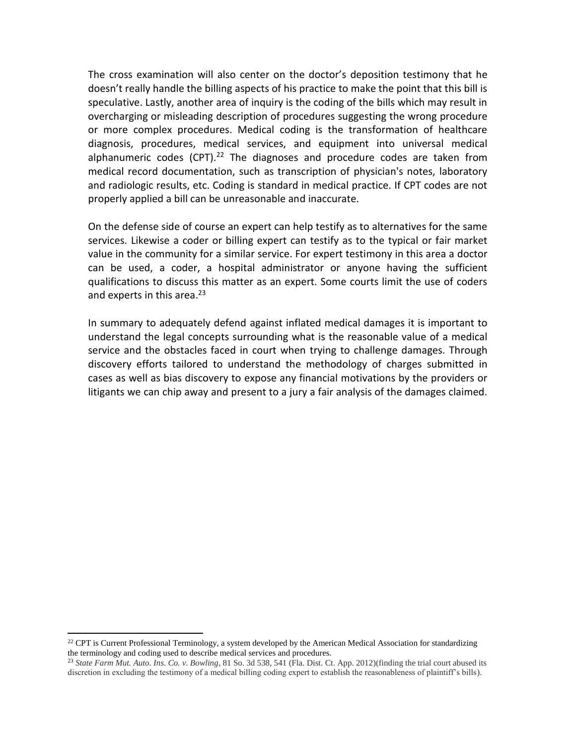The cross examination will also center on the doctor's deposition testimony that he doesn't really handle the billing aspects of his practice to make the point that this bill is speculative. Lastly, another area of inquiry is the coding of the bills which may result in overcharging or misleading description of procedures suggesting the wrong procedure or more complex procedures. Medical coding is the transformation of healthcare diagnosis, procedures, medical services, and equipment into universal medical alphanumeric codes (CPT).[22] The diagnoses and procedure codes are taken from medical record documentation, such as transcription of physician's notes, laboratory and radiologic results, etc. Coding is standard in medical practice. If CPT codes are not properly applied a bill can be unreasonable and inaccurate.

On the defense side of course an expert can help testify as to alternatives for the same services. Likewise a coder or billing expert can testify as to the typical or fair market value in the community for a similar service. For expert testimony in this area a doctor can be used, a coder, a hospital administrator or anyone having the sufficient qualifications to discuss this matter as an expert. Some courts limit the use of coders and experts in this area.[23]

In summary to adequately defend against inflated medical damages it is important to understand the legal concepts surrounding what is the reasonable value of a medical service and the obstacles faced in court when trying to challenge damages. Through discovery efforts tailored to understand the methodology of charges submitted in cases as well as bias discovery to expose any financial motivations by the providers or litigants we can chip away and present to a jury a fair analysis of the damages claimed.

---

[22] CPT is Current Professional Terminology, a system developed by the American Medical Association for standardizing the terminology and coding used to describe medical services and procedures.

[23] *State Farm Mut. Auto. Ins. Co. v. Bowling*, 81 So. 3d 538, 541 (Fla. Dist. Ct. App. 2012)(finding the trial court abused its discretion in excluding the testimony of a medical billing coding expert to establish the reasonableness of plaintiff's bills).